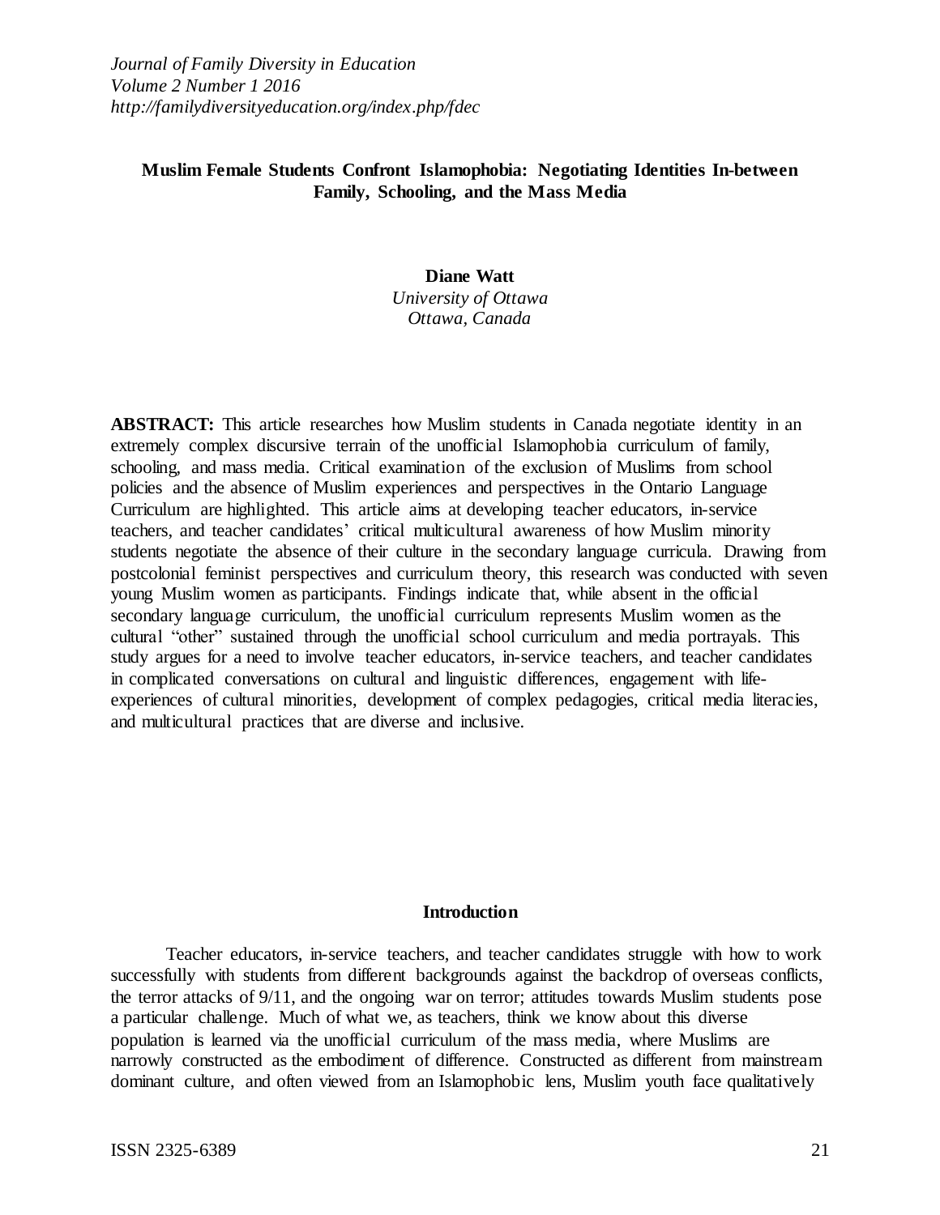*Journal of Family Diversity in Education*
*Volume 2 Number 1 2016*
*http://familydiversityeducation.org/index.php/fdec*

# Muslim Female Students Confront Islamophobia: Negotiating Identities In-between Family, Schooling, and the Mass Media

**Diane Watt**
*University of Ottawa*
*Ottawa, Canada*

**ABSTRACT:** This article researches how Muslim students in Canada negotiate identity in an extremely complex discursive terrain of the unofficial Islamophobia curriculum of family, schooling, and mass media. Critical examination of the exclusion of Muslims from school policies and the absence of Muslim experiences and perspectives in the Ontario Language Curriculum are highlighted. This article aims at developing teacher educators, in-service teachers, and teacher candidates' critical multicultural awareness of how Muslim minority students negotiate the absence of their culture in the secondary language curricula. Drawing from postcolonial feminist perspectives and curriculum theory, this research was conducted with seven young Muslim women as participants. Findings indicate that, while absent in the official secondary language curriculum, the unofficial curriculum represents Muslim women as the cultural "other" sustained through the unofficial school curriculum and media portrayals. This study argues for a need to involve teacher educators, in-service teachers, and teacher candidates in complicated conversations on cultural and linguistic differences, engagement with life-experiences of cultural minorities, development of complex pedagogies, critical media literacies, and multicultural practices that are diverse and inclusive.

## Introduction

Teacher educators, in-service teachers, and teacher candidates struggle with how to work successfully with students from different backgrounds against the backdrop of overseas conflicts, the terror attacks of 9/11, and the ongoing war on terror; attitudes towards Muslim students pose a particular challenge. Much of what we, as teachers, think we know about this diverse population is learned via the unofficial curriculum of the mass media, where Muslims are narrowly constructed as the embodiment of difference. Constructed as different from mainstream dominant culture, and often viewed from an Islamophobic lens, Muslim youth face qualitatively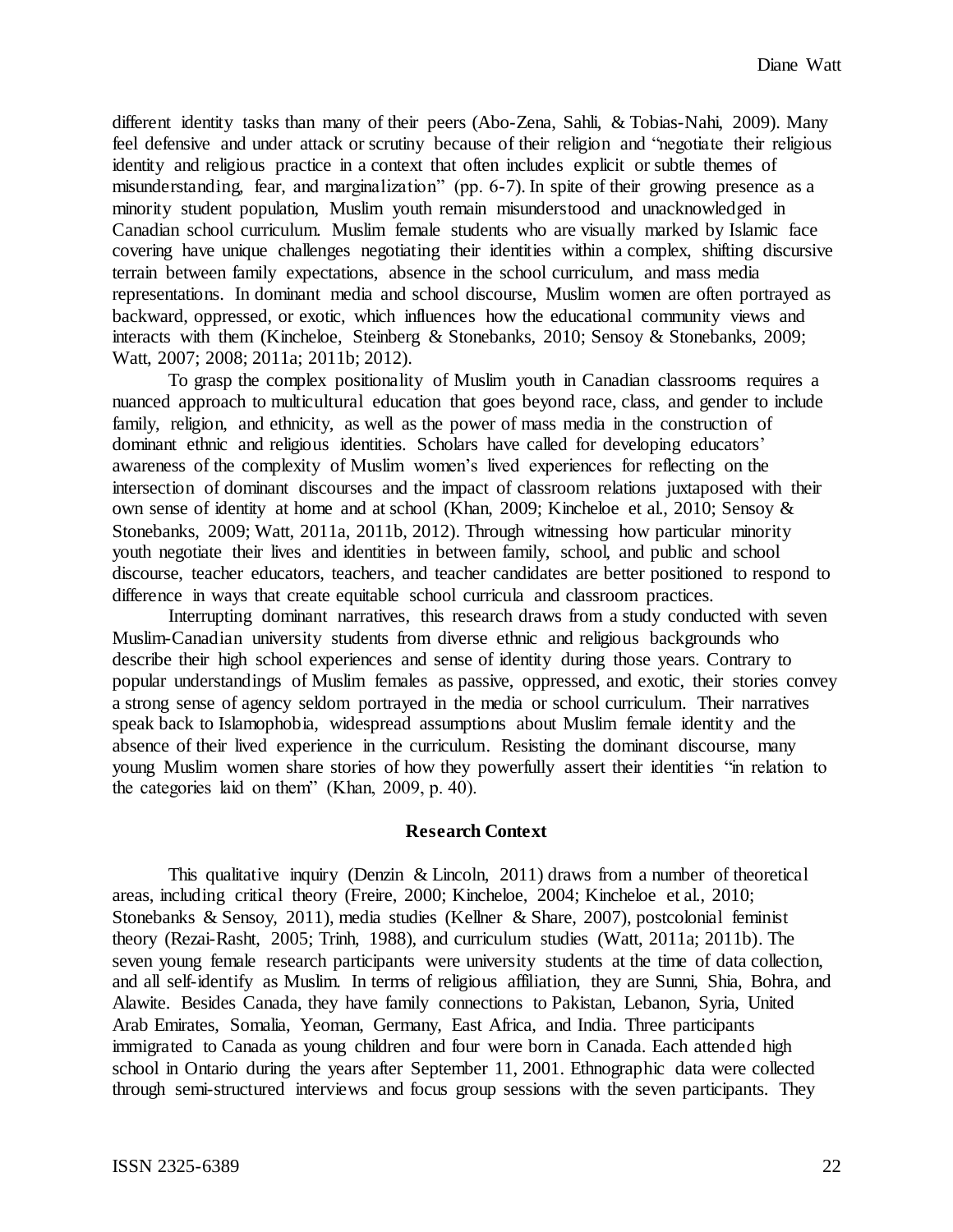different identity tasks than many of their peers (Abo-Zena, Sahli, & Tobias-Nahi, 2009). Many feel defensive and under attack or scrutiny because of their religion and "negotiate their religious identity and religious practice in a context that often includes explicit or subtle themes of misunderstanding, fear, and marginalization" (pp. 6-7). In spite of their growing presence as a minority student population, Muslim youth remain misunderstood and unacknowledged in Canadian school curriculum. Muslim female students who are visually marked by Islamic face covering have unique challenges negotiating their identities within a complex, shifting discursive terrain between family expectations, absence in the school curriculum, and mass media representations. In dominant media and school discourse, Muslim women are often portrayed as backward, oppressed, or exotic, which influences how the educational community views and interacts with them (Kincheloe, Steinberg & Stonebanks, 2010; Sensoy & Stonebanks, 2009; Watt, 2007; 2008; 2011a; 2011b; 2012).

To grasp the complex positionality of Muslim youth in Canadian classrooms requires a nuanced approach to multicultural education that goes beyond race, class, and gender to include family, religion, and ethnicity, as well as the power of mass media in the construction of dominant ethnic and religious identities. Scholars have called for developing educators' awareness of the complexity of Muslim women's lived experiences for reflecting on the intersection of dominant discourses and the impact of classroom relations juxtaposed with their own sense of identity at home and at school (Khan, 2009; Kincheloe et al., 2010; Sensoy & Stonebanks, 2009; Watt, 2011a, 2011b, 2012). Through witnessing how particular minority youth negotiate their lives and identities in between family, school, and public and school discourse, teacher educators, teachers, and teacher candidates are better positioned to respond to difference in ways that create equitable school curricula and classroom practices.

Interrupting dominant narratives, this research draws from a study conducted with seven Muslim-Canadian university students from diverse ethnic and religious backgrounds who describe their high school experiences and sense of identity during those years. Contrary to popular understandings of Muslim females as passive, oppressed, and exotic, their stories convey a strong sense of agency seldom portrayed in the media or school curriculum. Their narratives speak back to Islamophobia, widespread assumptions about Muslim female identity and the absence of their lived experience in the curriculum. Resisting the dominant discourse, many young Muslim women share stories of how they powerfully assert their identities "in relation to the categories laid on them" (Khan, 2009, p. 40).

## Research Context

This qualitative inquiry (Denzin & Lincoln, 2011) draws from a number of theoretical areas, including critical theory (Freire, 2000; Kincheloe, 2004; Kincheloe et al., 2010; Stonebanks & Sensoy, 2011), media studies (Kellner & Share, 2007), postcolonial feminist theory (Rezai-Rasht, 2005; Trinh, 1988), and curriculum studies (Watt, 2011a; 2011b). The seven young female research participants were university students at the time of data collection, and all self-identify as Muslim. In terms of religious affiliation, they are Sunni, Shia, Bohra, and Alawite. Besides Canada, they have family connections to Pakistan, Lebanon, Syria, United Arab Emirates, Somalia, Yeoman, Germany, East Africa, and India. Three participants immigrated to Canada as young children and four were born in Canada. Each attended high school in Ontario during the years after September 11, 2001. Ethnographic data were collected through semi-structured interviews and focus group sessions with the seven participants. They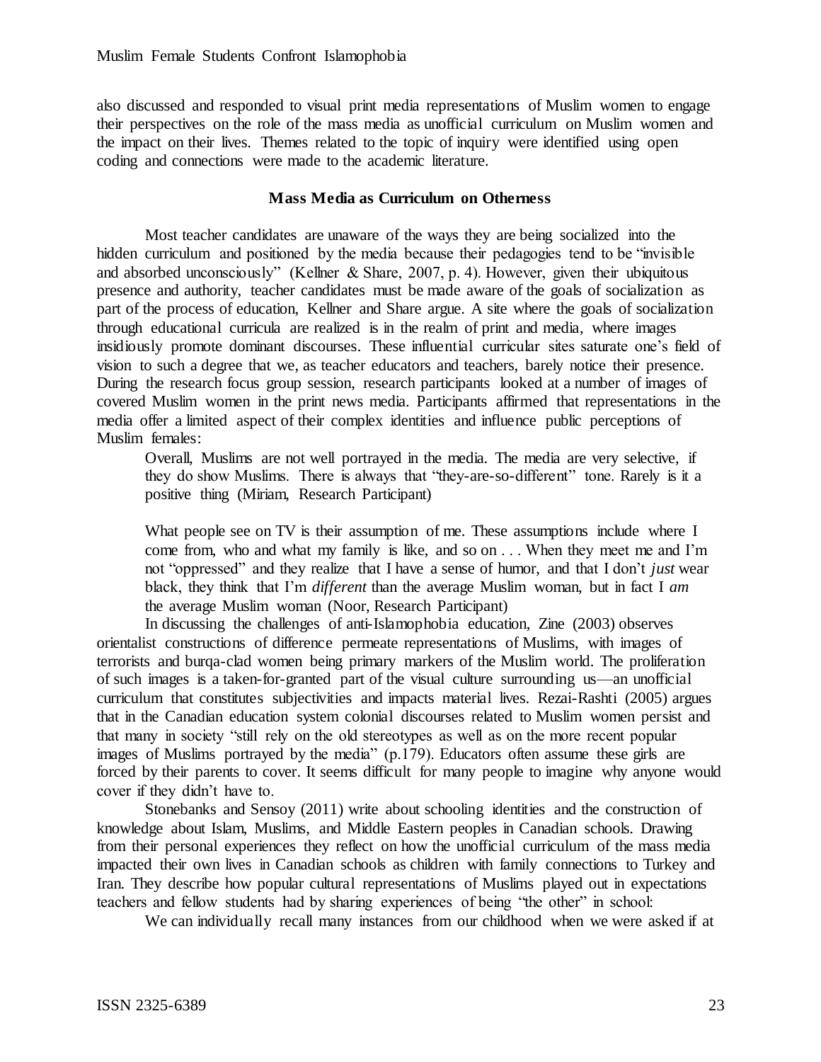also discussed and responded to visual print media representations of Muslim women to engage their perspectives on the role of the mass media as unofficial curriculum on Muslim women and the impact on their lives. Themes related to the topic of inquiry were identified using open coding and connections were made to the academic literature.

### Mass Media as Curriculum on Otherness

Most teacher candidates are unaware of the ways they are being socialized into the hidden curriculum and positioned by the media because their pedagogies tend to be "invisible and absorbed unconsciously" (Kellner & Share, 2007, p. 4). However, given their ubiquitous presence and authority, teacher candidates must be made aware of the goals of socialization as part of the process of education, Kellner and Share argue. A site where the goals of socialization through educational curricula are realized is in the realm of print and media, where images insidiously promote dominant discourses. These influential curricular sites saturate one's field of vision to such a degree that we, as teacher educators and teachers, barely notice their presence. During the research focus group session, research participants looked at a number of images of covered Muslim women in the print news media. Participants affirmed that representations in the media offer a limited aspect of their complex identities and influence public perceptions of Muslim females:

> Overall, Muslims are not well portrayed in the media. The media are very selective, if they do show Muslims. There is always that "they-are-so-different" tone. Rarely is it a positive thing (Miriam, Research Participant)

> What people see on TV is their assumption of me. These assumptions include where I come from, who and what my family is like, and so on . . . When they meet me and I'm not "oppressed" and they realize that I have a sense of humor, and that I don't *just* wear black, they think that I'm *different* than the average Muslim woman, but in fact I *am* the average Muslim woman (Noor, Research Participant)

In discussing the challenges of anti-Islamophobia education, Zine (2003) observes orientalist constructions of difference permeate representations of Muslims, with images of terrorists and burqa-clad women being primary markers of the Muslim world. The proliferation of such images is a taken-for-granted part of the visual culture surrounding us—an unofficial curriculum that constitutes subjectivities and impacts material lives. Rezai-Rashti (2005) argues that in the Canadian education system colonial discourses related to Muslim women persist and that many in society "still rely on the old stereotypes as well as on the more recent popular images of Muslims portrayed by the media" (p.179). Educators often assume these girls are forced by their parents to cover. It seems difficult for many people to imagine why anyone would cover if they didn't have to.

Stonebanks and Sensoy (2011) write about schooling identities and the construction of knowledge about Islam, Muslims, and Middle Eastern peoples in Canadian schools. Drawing from their personal experiences they reflect on how the unofficial curriculum of the mass media impacted their own lives in Canadian schools as children with family connections to Turkey and Iran. They describe how popular cultural representations of Muslims played out in expectations teachers and fellow students had by sharing experiences of being "the other" in school:

> We can individually recall many instances from our childhood when we were asked if at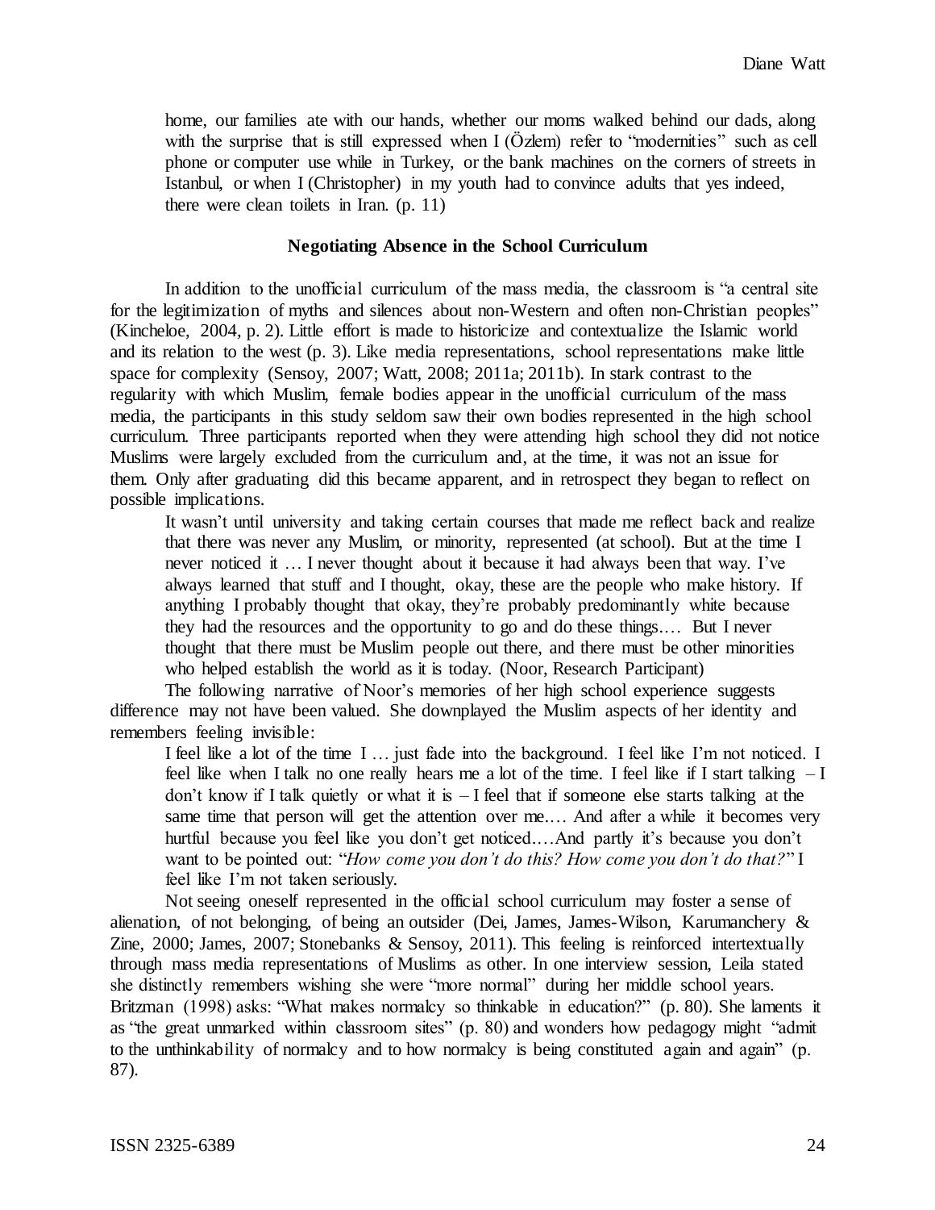> home, our families ate with our hands, whether our moms walked behind our dads, along with the surprise that is still expressed when I (Özlem) refer to "modernities" such as cell phone or computer use while in Turkey, or the bank machines on the corners of streets in Istanbul, or when I (Christopher) in my youth had to convince adults that yes indeed, there were clean toilets in Iran. (p. 11)

### Negotiating Absence in the School Curriculum

In addition to the unofficial curriculum of the mass media, the classroom is "a central site for the legitimization of myths and silences about non-Western and often non-Christian peoples" (Kincheloe, 2004, p. 2). Little effort is made to historicize and contextualize the Islamic world and its relation to the west (p. 3). Like media representations, school representations make little space for complexity (Sensoy, 2007; Watt, 2008; 2011a; 2011b). In stark contrast to the regularity with which Muslim, female bodies appear in the unofficial curriculum of the mass media, the participants in this study seldom saw their own bodies represented in the high school curriculum. Three participants reported when they were attending high school they did not notice Muslims were largely excluded from the curriculum and, at the time, it was not an issue for them. Only after graduating did this became apparent, and in retrospect they began to reflect on possible implications.

> It wasn't until university and taking certain courses that made me reflect back and realize that there was never any Muslim, or minority, represented (at school). But at the time I never noticed it … I never thought about it because it had always been that way. I've always learned that stuff and I thought, okay, these are the people who make history. If anything I probably thought that okay, they're probably predominantly white because they had the resources and the opportunity to go and do these things.… But I never thought that there must be Muslim people out there, and there must be other minorities who helped establish the world as it is today. (Noor, Research Participant)

The following narrative of Noor's memories of her high school experience suggests difference may not have been valued. She downplayed the Muslim aspects of her identity and remembers feeling invisible:

> I feel like a lot of the time I … just fade into the background. I feel like I'm not noticed. I feel like when I talk no one really hears me a lot of the time. I feel like if I start talking – I don't know if I talk quietly or what it is – I feel that if someone else starts talking at the same time that person will get the attention over me.… And after a while it becomes very hurtful because you feel like you don't get noticed.…And partly it's because you don't want to be pointed out: "*How come you don't do this? How come you don't do that?*" I feel like I'm not taken seriously.

Not seeing oneself represented in the official school curriculum may foster a sense of alienation, of not belonging, of being an outsider (Dei, James, James-Wilson, Karumanchery & Zine, 2000; James, 2007; Stonebanks & Sensoy, 2011). This feeling is reinforced intertextually through mass media representations of Muslims as other. In one interview session, Leila stated she distinctly remembers wishing she were "more normal" during her middle school years. Britzman (1998) asks: "What makes normalcy so thinkable in education?" (p. 80). She laments it as "the great unmarked within classroom sites" (p. 80) and wonders how pedagogy might "admit to the unthinkability of normalcy and to how normalcy is being constituted again and again" (p. 87).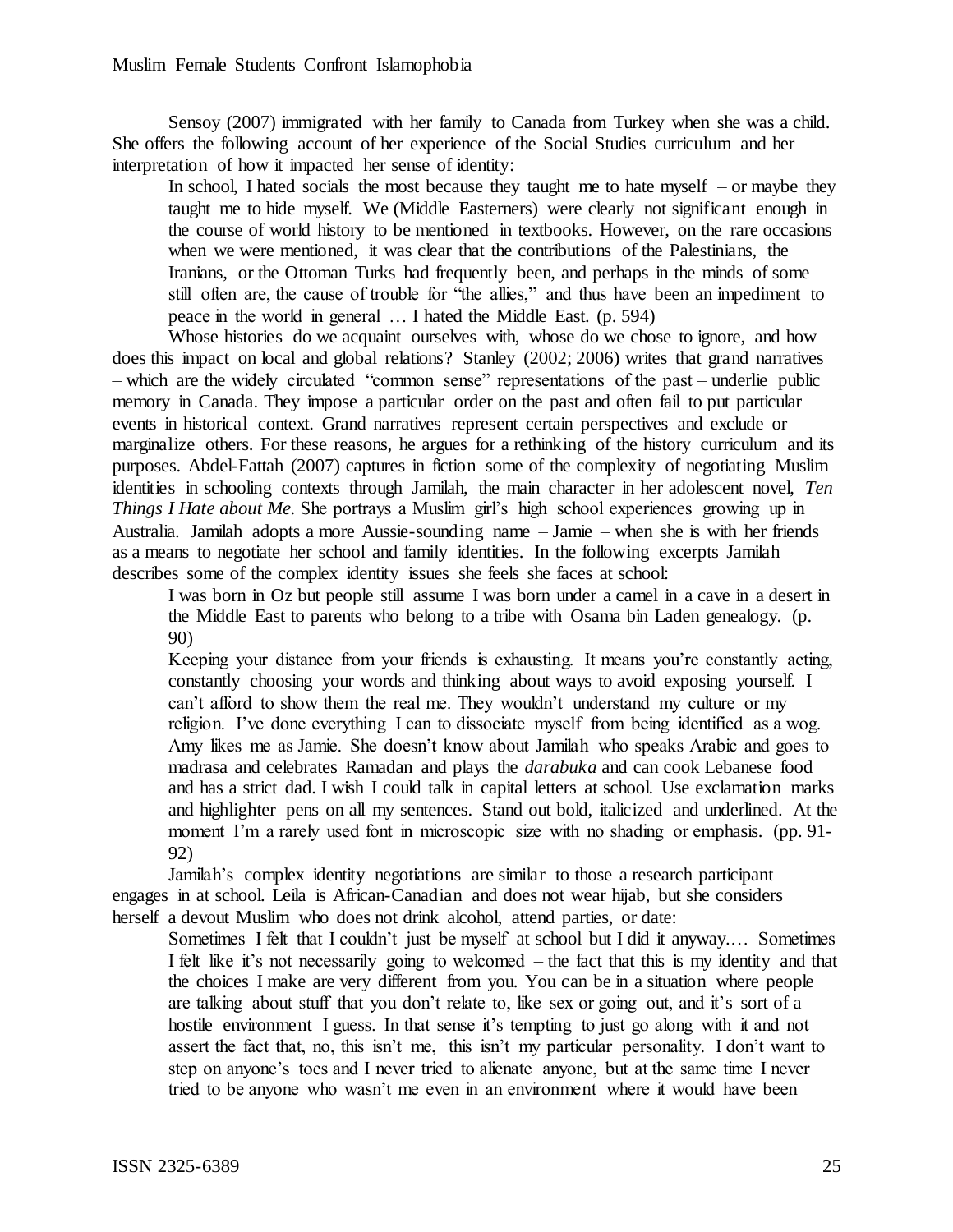Sensoy (2007) immigrated with her family to Canada from Turkey when she was a child. She offers the following account of her experience of the Social Studies curriculum and her interpretation of how it impacted her sense of identity:

> In school, I hated socials the most because they taught me to hate myself – or maybe they taught me to hide myself. We (Middle Easterners) were clearly not significant enough in the course of world history to be mentioned in textbooks. However, on the rare occasions when we were mentioned, it was clear that the contributions of the Palestinians, the Iranians, or the Ottoman Turks had frequently been, and perhaps in the minds of some still often are, the cause of trouble for "the allies," and thus have been an impediment to peace in the world in general … I hated the Middle East. (p. 594)

Whose histories do we acquaint ourselves with, whose do we chose to ignore, and how does this impact on local and global relations? Stanley (2002; 2006) writes that grand narratives – which are the widely circulated "common sense" representations of the past – underlie public memory in Canada. They impose a particular order on the past and often fail to put particular events in historical context. Grand narratives represent certain perspectives and exclude or marginalize others. For these reasons, he argues for a rethinking of the history curriculum and its purposes. Abdel-Fattah (2007) captures in fiction some of the complexity of negotiating Muslim identities in schooling contexts through Jamilah, the main character in her adolescent novel, *Ten Things I Hate about Me.* She portrays a Muslim girl's high school experiences growing up in Australia. Jamilah adopts a more Aussie-sounding name – Jamie – when she is with her friends as a means to negotiate her school and family identities. In the following excerpts Jamilah describes some of the complex identity issues she feels she faces at school:

> I was born in Oz but people still assume I was born under a camel in a cave in a desert in the Middle East to parents who belong to a tribe with Osama bin Laden genealogy. (p. 90)
>
> Keeping your distance from your friends is exhausting. It means you're constantly acting, constantly choosing your words and thinking about ways to avoid exposing yourself. I can't afford to show them the real me. They wouldn't understand my culture or my religion. I've done everything I can to dissociate myself from being identified as a wog. Amy likes me as Jamie. She doesn't know about Jamilah who speaks Arabic and goes to madrasa and celebrates Ramadan and plays the *darabuka* and can cook Lebanese food and has a strict dad. I wish I could talk in capital letters at school. Use exclamation marks and highlighter pens on all my sentences. Stand out bold, italicized and underlined. At the moment I'm a rarely used font in microscopic size with no shading or emphasis. (pp. 91-92)

Jamilah's complex identity negotiations are similar to those a research participant engages in at school. Leila is African-Canadian and does not wear hijab, but she considers herself a devout Muslim who does not drink alcohol, attend parties, or date:

> Sometimes I felt that I couldn't just be myself at school but I did it anyway.… Sometimes I felt like it's not necessarily going to welcomed – the fact that this is my identity and that the choices I make are very different from you. You can be in a situation where people are talking about stuff that you don't relate to, like sex or going out, and it's sort of a hostile environment I guess. In that sense it's tempting to just go along with it and not assert the fact that, no, this isn't me, this isn't my particular personality. I don't want to step on anyone's toes and I never tried to alienate anyone, but at the same time I never tried to be anyone who wasn't me even in an environment where it would have been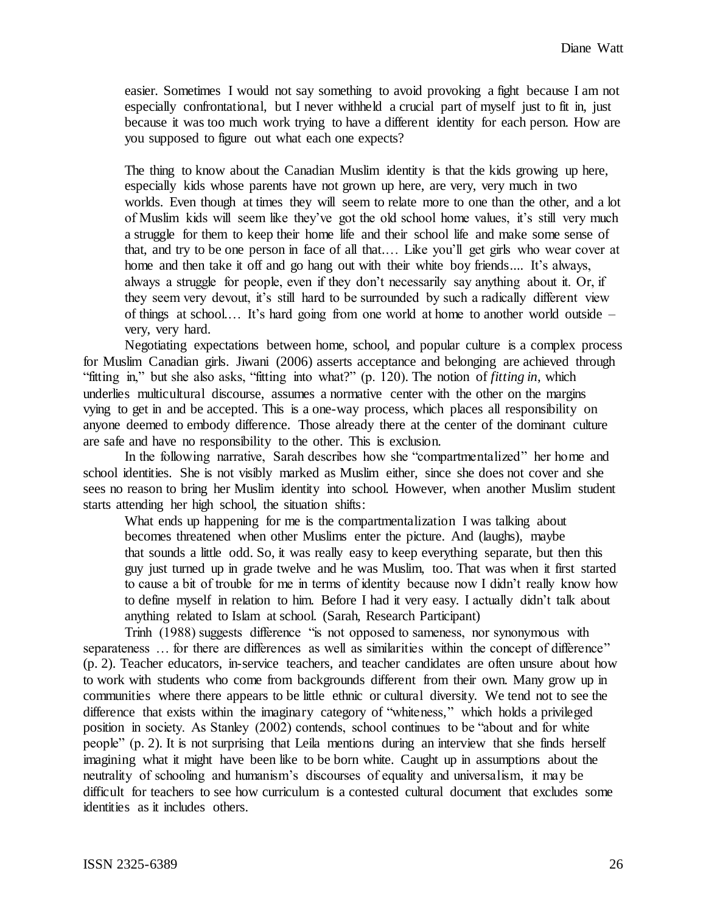> easier. Sometimes I would not say something to avoid provoking a fight because I am not especially confrontational, but I never withheld a crucial part of myself just to fit in, just because it was too much work trying to have a different identity for each person. How are you supposed to figure out what each one expects?
>
> The thing to know about the Canadian Muslim identity is that the kids growing up here, especially kids whose parents have not grown up here, are very, very much in two worlds. Even though at times they will seem to relate more to one than the other, and a lot of Muslim kids will seem like they've got the old school home values, it's still very much a struggle for them to keep their home life and their school life and make some sense of that, and try to be one person in face of all that…. Like you'll get girls who wear cover at home and then take it off and go hang out with their white boy friends.... It's always, always a struggle for people, even if they don't necessarily say anything about it. Or, if they seem very devout, it's still hard to be surrounded by such a radically different view of things at school…. It's hard going from one world at home to another world outside – very, very hard.

Negotiating expectations between home, school, and popular culture is a complex process for Muslim Canadian girls. Jiwani (2006) asserts acceptance and belonging are achieved through "fitting in," but she also asks, "fitting into what?" (p. 120). The notion of *fitting in*, which underlies multicultural discourse, assumes a normative center with the other on the margins vying to get in and be accepted. This is a one-way process, which places all responsibility on anyone deemed to embody difference. Those already there at the center of the dominant culture are safe and have no responsibility to the other. This is exclusion.

In the following narrative, Sarah describes how she "compartmentalized" her home and school identities. She is not visibly marked as Muslim either, since she does not cover and she sees no reason to bring her Muslim identity into school. However, when another Muslim student starts attending her high school, the situation shifts:

> What ends up happening for me is the compartmentalization I was talking about becomes threatened when other Muslims enter the picture. And (laughs), maybe that sounds a little odd. So, it was really easy to keep everything separate, but then this guy just turned up in grade twelve and he was Muslim, too. That was when it first started to cause a bit of trouble for me in terms of identity because now I didn't really know how to define myself in relation to him. Before I had it very easy. I actually didn't talk about anything related to Islam at school. (Sarah, Research Participant)

Trinh (1988) suggests difference "is not opposed to sameness, nor synonymous with separateness … for there are differences as well as similarities within the concept of difference" (p. 2). Teacher educators, in-service teachers, and teacher candidates are often unsure about how to work with students who come from backgrounds different from their own. Many grow up in communities where there appears to be little ethnic or cultural diversity. We tend not to see the difference that exists within the imaginary category of "whiteness," which holds a privileged position in society. As Stanley (2002) contends, school continues to be "about and for white people" (p. 2). It is not surprising that Leila mentions during an interview that she finds herself imagining what it might have been like to be born white. Caught up in assumptions about the neutrality of schooling and humanism's discourses of equality and universalism, it may be difficult for teachers to see how curriculum is a contested cultural document that excludes some identities as it includes others.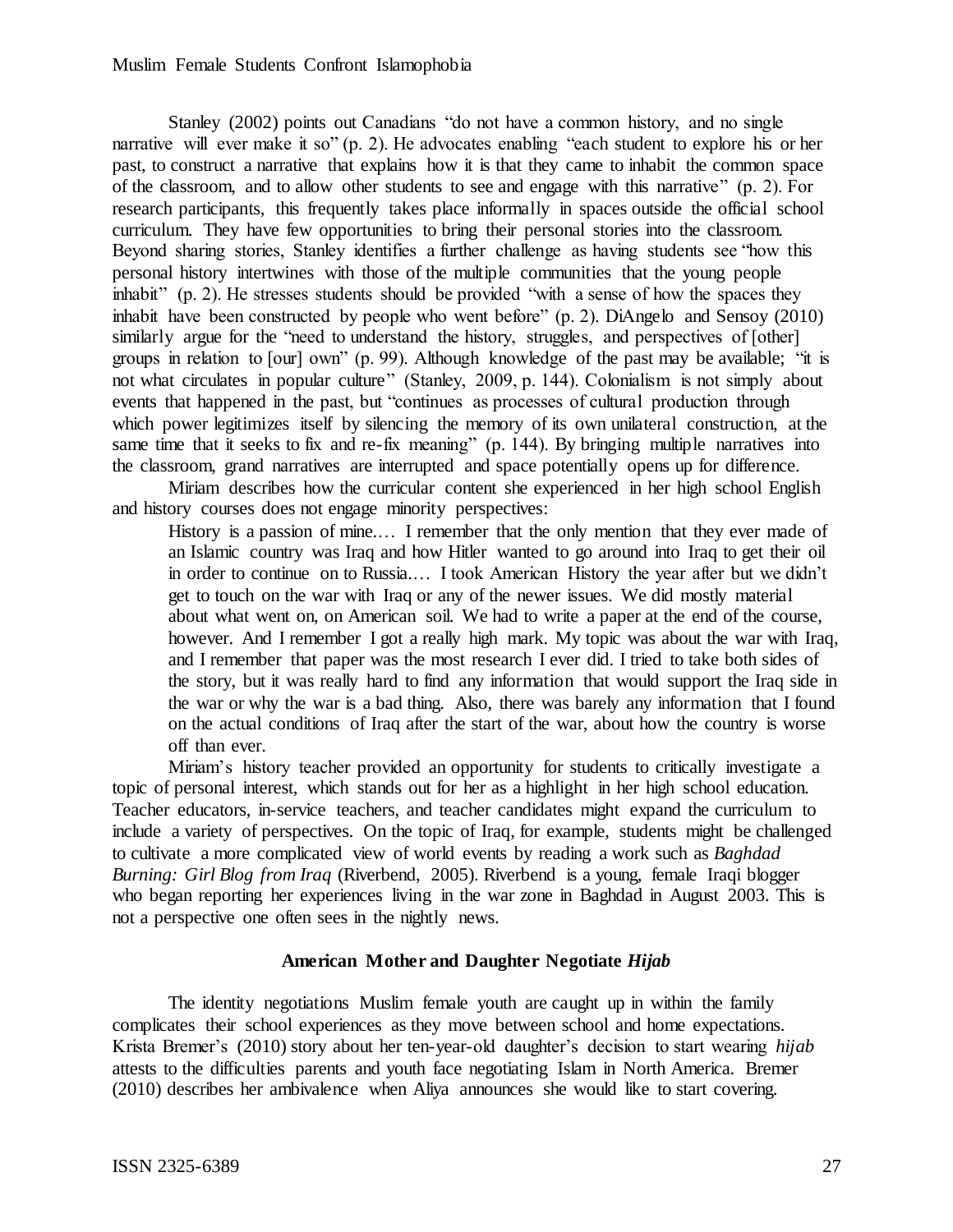Stanley (2002) points out Canadians "do not have a common history, and no single narrative will ever make it so" (p. 2). He advocates enabling "each student to explore his or her past, to construct a narrative that explains how it is that they came to inhabit the common space of the classroom, and to allow other students to see and engage with this narrative" (p. 2). For research participants, this frequently takes place informally in spaces outside the official school curriculum. They have few opportunities to bring their personal stories into the classroom. Beyond sharing stories, Stanley identifies a further challenge as having students see "how this personal history intertwines with those of the multiple communities that the young people inhabit" (p. 2). He stresses students should be provided "with a sense of how the spaces they inhabit have been constructed by people who went before" (p. 2). DiAngelo and Sensoy (2010) similarly argue for the "need to understand the history, struggles, and perspectives of [other] groups in relation to [our] own" (p. 99). Although knowledge of the past may be available; "it is not what circulates in popular culture" (Stanley, 2009, p. 144). Colonialism is not simply about events that happened in the past, but "continues as processes of cultural production through which power legitimizes itself by silencing the memory of its own unilateral construction, at the same time that it seeks to fix and re-fix meaning" (p. 144). By bringing multiple narratives into the classroom, grand narratives are interrupted and space potentially opens up for difference.

Miriam describes how the curricular content she experienced in her high school English and history courses does not engage minority perspectives:

> History is a passion of mine.… I remember that the only mention that they ever made of an Islamic country was Iraq and how Hitler wanted to go around into Iraq to get their oil in order to continue on to Russia.… I took American History the year after but we didn't get to touch on the war with Iraq or any of the newer issues. We did mostly material about what went on, on American soil. We had to write a paper at the end of the course, however. And I remember I got a really high mark. My topic was about the war with Iraq, and I remember that paper was the most research I ever did. I tried to take both sides of the story, but it was really hard to find any information that would support the Iraq side in the war or why the war is a bad thing. Also, there was barely any information that I found on the actual conditions of Iraq after the start of the war, about how the country is worse off than ever.

Miriam's history teacher provided an opportunity for students to critically investigate a topic of personal interest, which stands out for her as a highlight in her high school education. Teacher educators, in-service teachers, and teacher candidates might expand the curriculum to include a variety of perspectives. On the topic of Iraq, for example, students might be challenged to cultivate a more complicated view of world events by reading a work such as *Baghdad Burning: Girl Blog from Iraq* (Riverbend, 2005). Riverbend is a young, female Iraqi blogger who began reporting her experiences living in the war zone in Baghdad in August 2003. This is not a perspective one often sees in the nightly news.

## American Mother and Daughter Negotiate *Hijab*

The identity negotiations Muslim female youth are caught up in within the family complicates their school experiences as they move between school and home expectations. Krista Bremer's (2010) story about her ten-year-old daughter's decision to start wearing *hijab* attests to the difficulties parents and youth face negotiating Islam in North America. Bremer (2010) describes her ambivalence when Aliya announces she would like to start covering.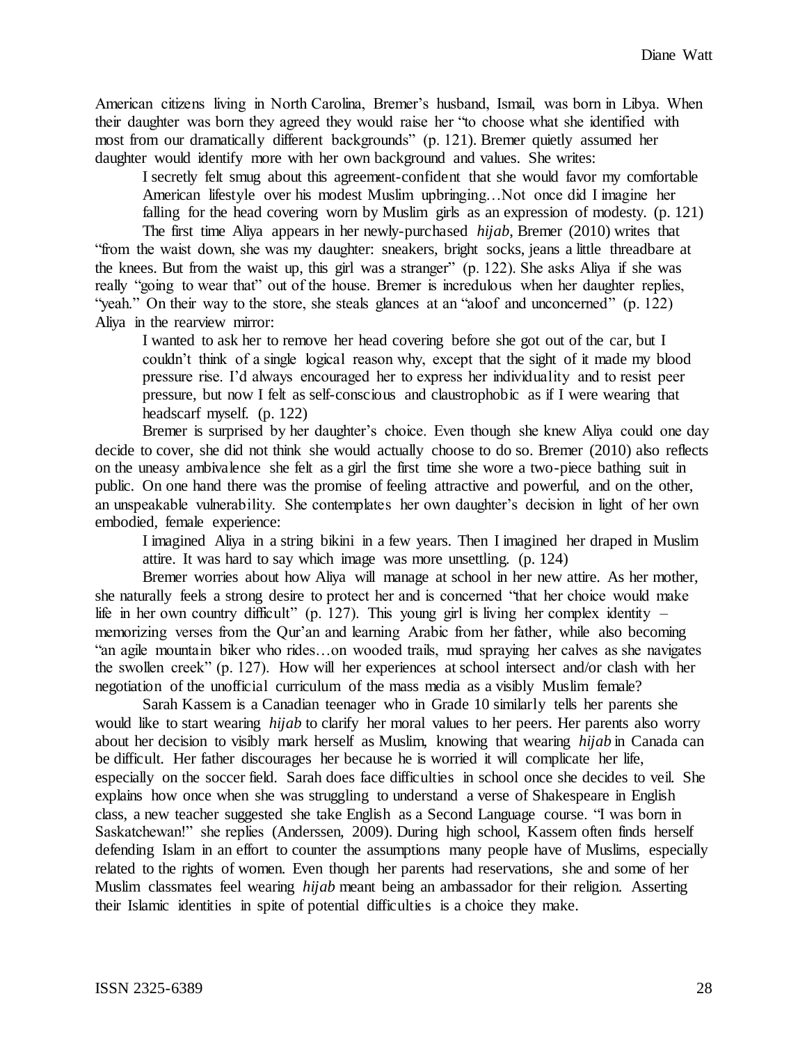American citizens living in North Carolina, Bremer's husband, Ismail, was born in Libya. When their daughter was born they agreed they would raise her "to choose what she identified with most from our dramatically different backgrounds" (p. 121). Bremer quietly assumed her daughter would identify more with her own background and values. She writes:

> I secretly felt smug about this agreement-confident that she would favor my comfortable American lifestyle over his modest Muslim upbringing…Not once did I imagine her falling for the head covering worn by Muslim girls as an expression of modesty. (p. 121)

The first time Aliya appears in her newly-purchased *hijab*, Bremer (2010) writes that "from the waist down, she was my daughter: sneakers, bright socks, jeans a little threadbare at the knees. But from the waist up, this girl was a stranger" (p. 122). She asks Aliya if she was really "going to wear that" out of the house. Bremer is incredulous when her daughter replies, "yeah." On their way to the store, she steals glances at an "aloof and unconcerned" (p. 122) Aliya in the rearview mirror:

> I wanted to ask her to remove her head covering before she got out of the car, but I couldn't think of a single logical reason why, except that the sight of it made my blood pressure rise. I'd always encouraged her to express her individuality and to resist peer pressure, but now I felt as self-conscious and claustrophobic as if I were wearing that headscarf myself. (p. 122)

Bremer is surprised by her daughter's choice. Even though she knew Aliya could one day decide to cover, she did not think she would actually choose to do so. Bremer (2010) also reflects on the uneasy ambivalence she felt as a girl the first time she wore a two-piece bathing suit in public. On one hand there was the promise of feeling attractive and powerful, and on the other, an unspeakable vulnerability. She contemplates her own daughter's decision in light of her own embodied, female experience:

> I imagined Aliya in a string bikini in a few years. Then I imagined her draped in Muslim attire. It was hard to say which image was more unsettling. (p. 124)

Bremer worries about how Aliya will manage at school in her new attire. As her mother, she naturally feels a strong desire to protect her and is concerned "that her choice would make life in her own country difficult" (p. 127). This young girl is living her complex identity – memorizing verses from the Qur'an and learning Arabic from her father, while also becoming "an agile mountain biker who rides…on wooded trails, mud spraying her calves as she navigates the swollen creek" (p. 127). How will her experiences at school intersect and/or clash with her negotiation of the unofficial curriculum of the mass media as a visibly Muslim female?

Sarah Kassem is a Canadian teenager who in Grade 10 similarly tells her parents she would like to start wearing *hijab* to clarify her moral values to her peers. Her parents also worry about her decision to visibly mark herself as Muslim, knowing that wearing *hijab* in Canada can be difficult. Her father discourages her because he is worried it will complicate her life, especially on the soccer field. Sarah does face difficulties in school once she decides to veil. She explains how once when she was struggling to understand a verse of Shakespeare in English class, a new teacher suggested she take English as a Second Language course. "I was born in Saskatchewan!" she replies (Anderssen, 2009). During high school, Kassem often finds herself defending Islam in an effort to counter the assumptions many people have of Muslims, especially related to the rights of women. Even though her parents had reservations, she and some of her Muslim classmates feel wearing *hijab* meant being an ambassador for their religion. Asserting their Islamic identities in spite of potential difficulties is a choice they make.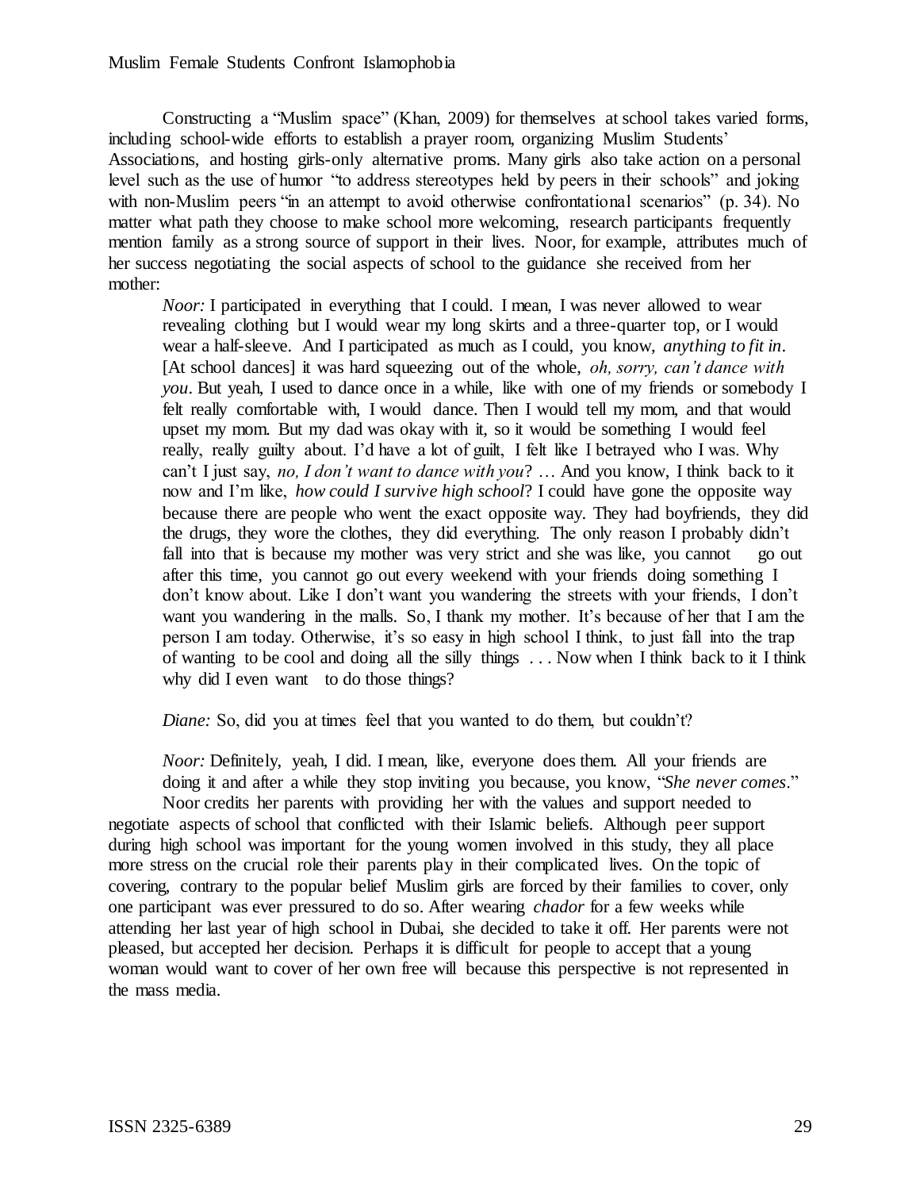Constructing a "Muslim space" (Khan, 2009) for themselves at school takes varied forms, including school-wide efforts to establish a prayer room, organizing Muslim Students' Associations, and hosting girls-only alternative proms. Many girls also take action on a personal level such as the use of humor "to address stereotypes held by peers in their schools" and joking with non-Muslim peers "in an attempt to avoid otherwise confrontational scenarios" (p. 34). No matter what path they choose to make school more welcoming, research participants frequently mention family as a strong source of support in their lives. Noor, for example, attributes much of her success negotiating the social aspects of school to the guidance she received from her mother:

> *Noor:* I participated in everything that I could. I mean, I was never allowed to wear revealing clothing but I would wear my long skirts and a three-quarter top, or I would wear a half-sleeve. And I participated as much as I could, you know, *anything to fit in*. [At school dances] it was hard squeezing out of the whole, *oh, sorry, can't dance with you*. But yeah, I used to dance once in a while, like with one of my friends or somebody I felt really comfortable with, I would dance. Then I would tell my mom, and that would upset my mom. But my dad was okay with it, so it would be something I would feel really, really guilty about. I'd have a lot of guilt, I felt like I betrayed who I was. Why can't I just say, *no, I don't want to dance with you*? … And you know, I think back to it now and I'm like, *how could I survive high school*? I could have gone the opposite way because there are people who went the exact opposite way. They had boyfriends, they did the drugs, they wore the clothes, they did everything. The only reason I probably didn't fall into that is because my mother was very strict and she was like, you cannot go out after this time, you cannot go out every weekend with your friends doing something I don't know about. Like I don't want you wandering the streets with your friends, I don't want you wandering in the malls. So, I thank my mother. It's because of her that I am the person I am today. Otherwise, it's so easy in high school I think, to just fall into the trap of wanting to be cool and doing all the silly things . . . Now when I think back to it I think why did I even want to do those things?
>
> *Diane:* So, did you at times feel that you wanted to do them, but couldn't?
>
> *Noor:* Definitely, yeah, I did. I mean, like, everyone does them. All your friends are doing it and after a while they stop inviting you because, you know, "*She never comes*."

Noor credits her parents with providing her with the values and support needed to negotiate aspects of school that conflicted with their Islamic beliefs. Although peer support during high school was important for the young women involved in this study, they all place more stress on the crucial role their parents play in their complicated lives. On the topic of covering, contrary to the popular belief Muslim girls are forced by their families to cover, only one participant was ever pressured to do so. After wearing *chador* for a few weeks while attending her last year of high school in Dubai, she decided to take it off. Her parents were not pleased, but accepted her decision. Perhaps it is difficult for people to accept that a young woman would want to cover of her own free will because this perspective is not represented in the mass media.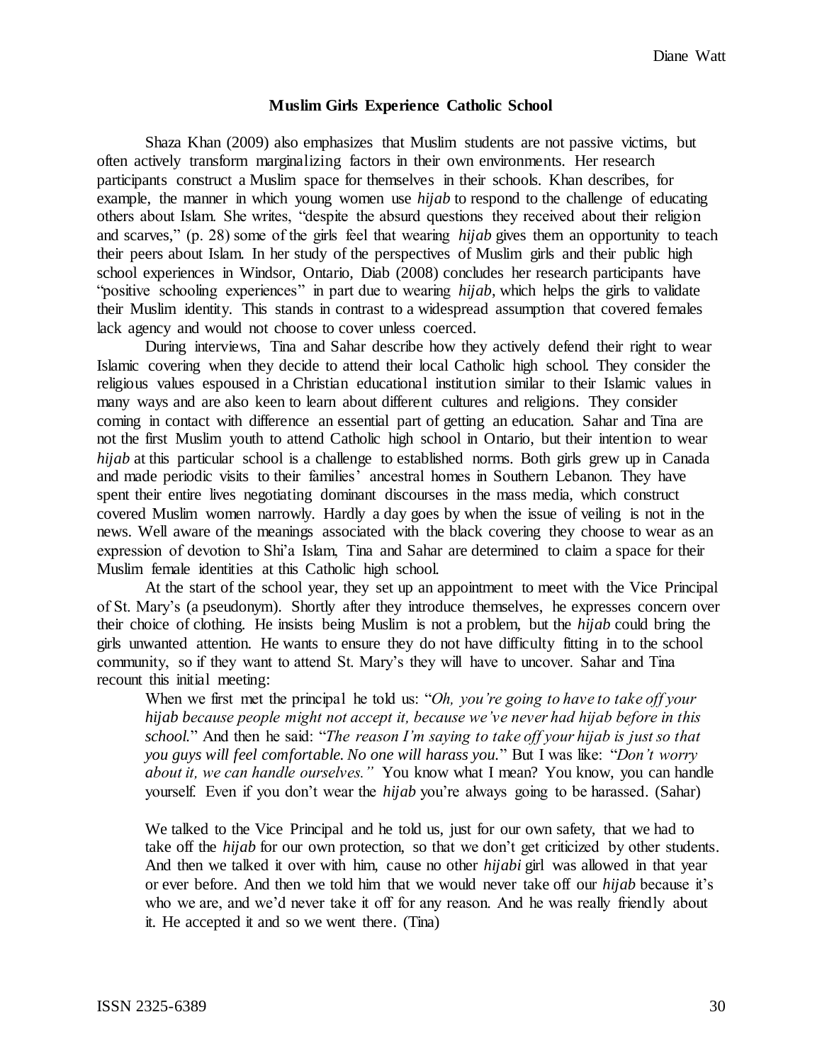### Muslim Girls Experience Catholic School

Shaza Khan (2009) also emphasizes that Muslim students are not passive victims, but often actively transform marginalizing factors in their own environments. Her research participants construct a Muslim space for themselves in their schools. Khan describes, for example, the manner in which young women use *hijab* to respond to the challenge of educating others about Islam. She writes, "despite the absurd questions they received about their religion and scarves," (p. 28) some of the girls feel that wearing *hijab* gives them an opportunity to teach their peers about Islam. In her study of the perspectives of Muslim girls and their public high school experiences in Windsor, Ontario, Diab (2008) concludes her research participants have "positive schooling experiences" in part due to wearing *hijab*, which helps the girls to validate their Muslim identity. This stands in contrast to a widespread assumption that covered females lack agency and would not choose to cover unless coerced.

During interviews, Tina and Sahar describe how they actively defend their right to wear Islamic covering when they decide to attend their local Catholic high school. They consider the religious values espoused in a Christian educational institution similar to their Islamic values in many ways and are also keen to learn about different cultures and religions. They consider coming in contact with difference an essential part of getting an education. Sahar and Tina are not the first Muslim youth to attend Catholic high school in Ontario, but their intention to wear *hijab* at this particular school is a challenge to established norms. Both girls grew up in Canada and made periodic visits to their families' ancestral homes in Southern Lebanon. They have spent their entire lives negotiating dominant discourses in the mass media, which construct covered Muslim women narrowly. Hardly a day goes by when the issue of veiling is not in the news. Well aware of the meanings associated with the black covering they choose to wear as an expression of devotion to Shi'a Islam, Tina and Sahar are determined to claim a space for their Muslim female identities at this Catholic high school.

At the start of the school year, they set up an appointment to meet with the Vice Principal of St. Mary's (a pseudonym). Shortly after they introduce themselves, he expresses concern over their choice of clothing. He insists being Muslim is not a problem, but the *hijab* could bring the girls unwanted attention. He wants to ensure they do not have difficulty fitting in to the school community, so if they want to attend St. Mary's they will have to uncover. Sahar and Tina recount this initial meeting:

> When we first met the principal he told us: "*Oh, you're going to have to take off your hijab because people might not accept it, because we've never had hijab before in this school.*" And then he said: "*The reason I'm saying to take off your hijab is just so that you guys will feel comfortable. No one will harass you.*" But I was like: "*Don't worry about it, we can handle ourselves.*" You know what I mean? You know, you can handle yourself. Even if you don't wear the *hijab* you're always going to be harassed. (Sahar)

> We talked to the Vice Principal and he told us, just for our own safety, that we had to take off the *hijab* for our own protection, so that we don't get criticized by other students. And then we talked it over with him, cause no other *hijabi* girl was allowed in that year or ever before. And then we told him that we would never take off our *hijab* because it's who we are, and we'd never take it off for any reason. And he was really friendly about it. He accepted it and so we went there. (Tina)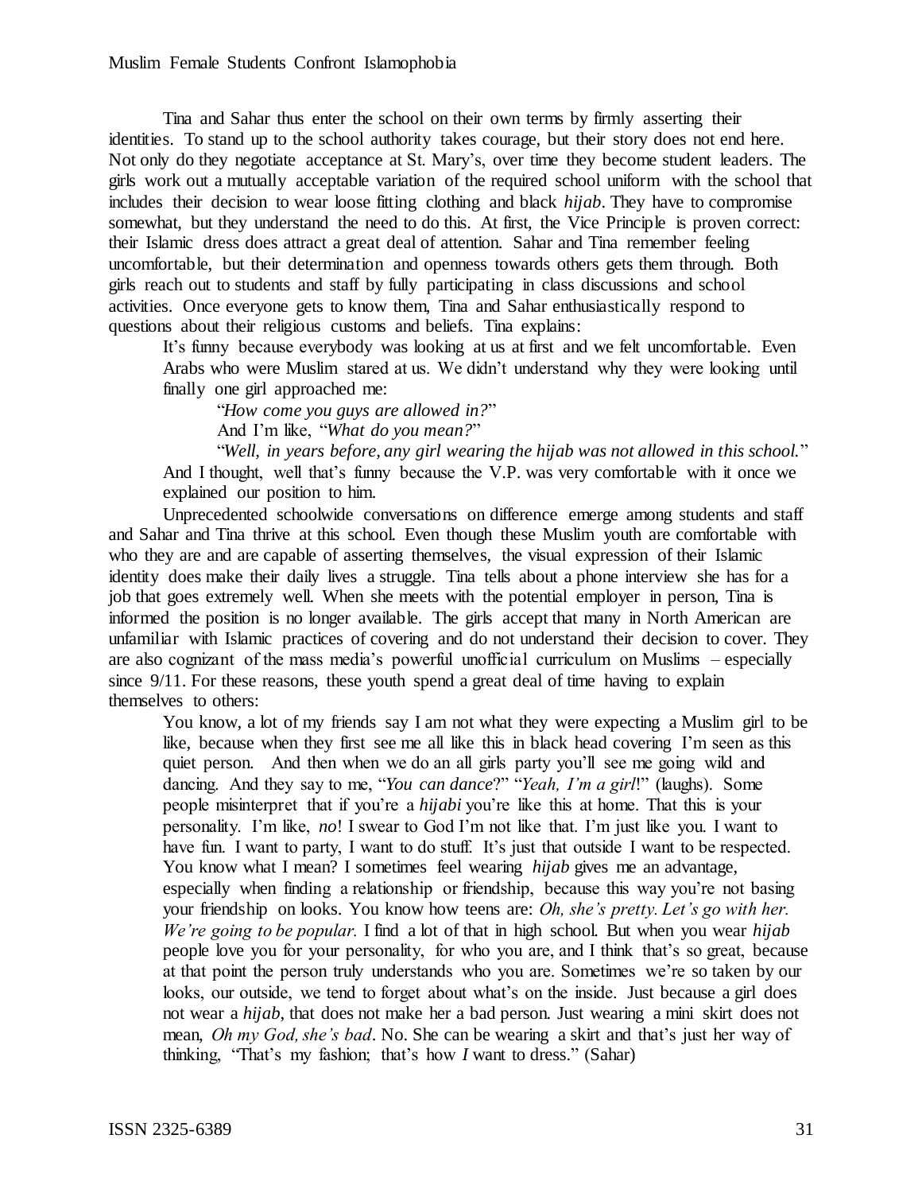Tina and Sahar thus enter the school on their own terms by firmly asserting their identities. To stand up to the school authority takes courage, but their story does not end here. Not only do they negotiate acceptance at St. Mary's, over time they become student leaders. The girls work out a mutually acceptable variation of the required school uniform with the school that includes their decision to wear loose fitting clothing and black *hijab*. They have to compromise somewhat, but they understand the need to do this. At first, the Vice Principle is proven correct: their Islamic dress does attract a great deal of attention. Sahar and Tina remember feeling uncomfortable, but their determination and openness towards others gets them through. Both girls reach out to students and staff by fully participating in class discussions and school activities. Once everyone gets to know them, Tina and Sahar enthusiastically respond to questions about their religious customs and beliefs. Tina explains:

> It's funny because everybody was looking at us at first and we felt uncomfortable. Even Arabs who were Muslim stared at us. We didn't understand why they were looking until finally one girl approached me:
>
> "*How come you guys are allowed in?*"
>
> And I'm like, "*What do you mean?*"
>
> "*Well, in years before, any girl wearing the hijab was not allowed in this school.*"
>
> And I thought, well that's funny because the V.P. was very comfortable with it once we explained our position to him.

Unprecedented schoolwide conversations on difference emerge among students and staff and Sahar and Tina thrive at this school. Even though these Muslim youth are comfortable with who they are and are capable of asserting themselves, the visual expression of their Islamic identity does make their daily lives a struggle. Tina tells about a phone interview she has for a job that goes extremely well. When she meets with the potential employer in person, Tina is informed the position is no longer available. The girls accept that many in North American are unfamiliar with Islamic practices of covering and do not understand their decision to cover. They are also cognizant of the mass media's powerful unofficial curriculum on Muslims – especially since 9/11. For these reasons, these youth spend a great deal of time having to explain themselves to others:

> You know, a lot of my friends say I am not what they were expecting a Muslim girl to be like, because when they first see me all like this in black head covering I'm seen as this quiet person. And then when we do an all girls party you'll see me going wild and dancing. And they say to me, "*You can dance*?" "*Yeah, I'm a girl*!" (laughs). Some people misinterpret that if you're a *hijabi* you're like this at home. That this is your personality. I'm like, *no*! I swear to God I'm not like that. I'm just like you. I want to have fun. I want to party, I want to do stuff. It's just that outside I want to be respected. You know what I mean? I sometimes feel wearing *hijab* gives me an advantage, especially when finding a relationship or friendship, because this way you're not basing your friendship on looks. You know how teens are: *Oh, she's pretty. Let's go with her. We're going to be popular.* I find a lot of that in high school. But when you wear *hijab* people love you for your personality, for who you are, and I think that's so great, because at that point the person truly understands who you are. Sometimes we're so taken by our looks, our outside, we tend to forget about what's on the inside. Just because a girl does not wear a *hijab*, that does not make her a bad person. Just wearing a mini skirt does not mean, *Oh my God, she's bad*. No. She can be wearing a skirt and that's just her way of thinking, "That's my fashion; that's how *I* want to dress." (Sahar)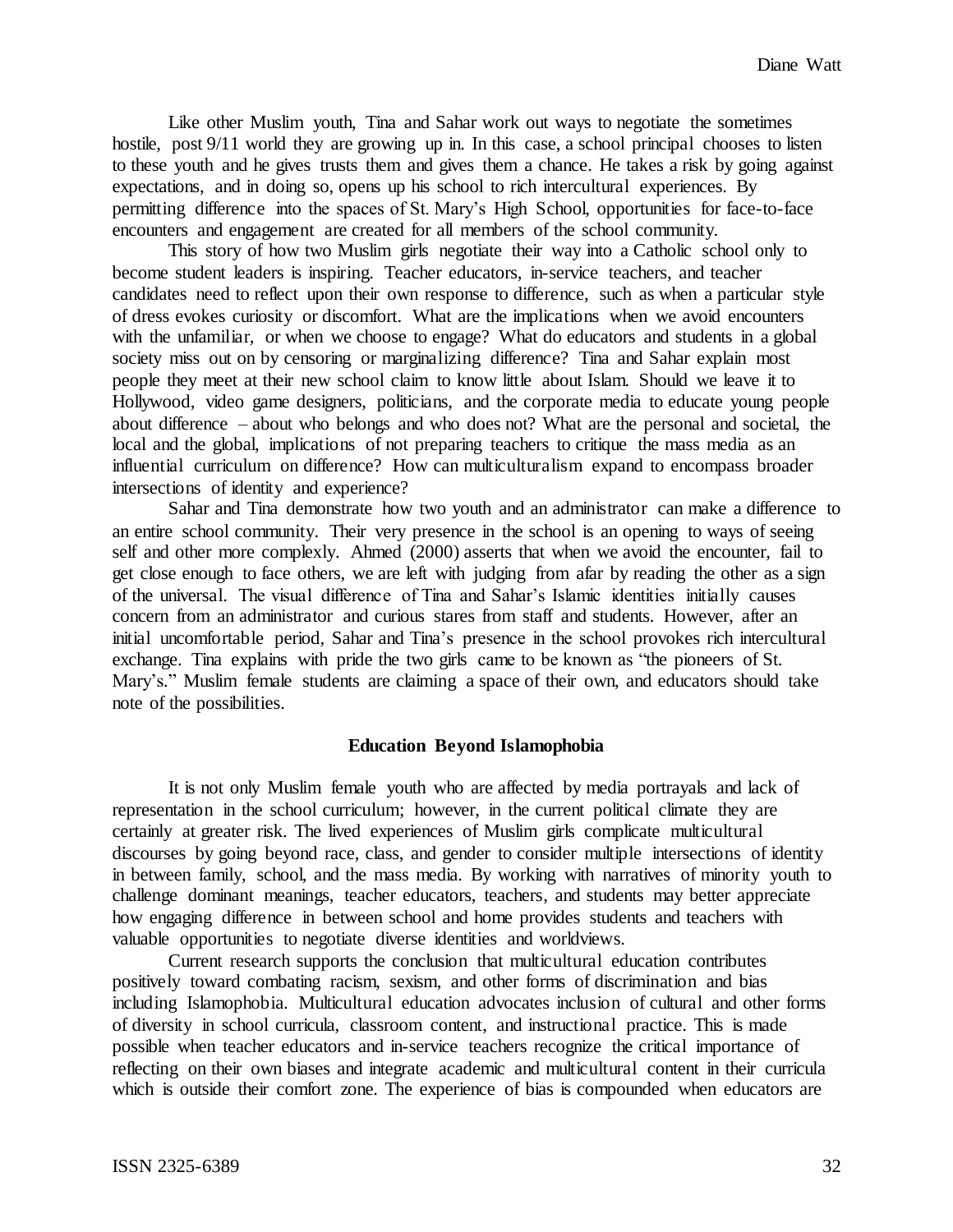Like other Muslim youth, Tina and Sahar work out ways to negotiate the sometimes hostile, post 9/11 world they are growing up in. In this case, a school principal chooses to listen to these youth and he gives trusts them and gives them a chance. He takes a risk by going against expectations, and in doing so, opens up his school to rich intercultural experiences. By permitting difference into the spaces of St. Mary's High School, opportunities for face-to-face encounters and engagement are created for all members of the school community.

This story of how two Muslim girls negotiate their way into a Catholic school only to become student leaders is inspiring. Teacher educators, in-service teachers, and teacher candidates need to reflect upon their own response to difference, such as when a particular style of dress evokes curiosity or discomfort. What are the implications when we avoid encounters with the unfamiliar, or when we choose to engage? What do educators and students in a global society miss out on by censoring or marginalizing difference? Tina and Sahar explain most people they meet at their new school claim to know little about Islam. Should we leave it to Hollywood, video game designers, politicians, and the corporate media to educate young people about difference – about who belongs and who does not? What are the personal and societal, the local and the global, implications of not preparing teachers to critique the mass media as an influential curriculum on difference? How can multiculturalism expand to encompass broader intersections of identity and experience?

Sahar and Tina demonstrate how two youth and an administrator can make a difference to an entire school community. Their very presence in the school is an opening to ways of seeing self and other more complexly. Ahmed (2000) asserts that when we avoid the encounter, fail to get close enough to face others, we are left with judging from afar by reading the other as a sign of the universal. The visual difference of Tina and Sahar's Islamic identities initially causes concern from an administrator and curious stares from staff and students. However, after an initial uncomfortable period, Sahar and Tina's presence in the school provokes rich intercultural exchange. Tina explains with pride the two girls came to be known as "the pioneers of St. Mary's." Muslim female students are claiming a space of their own, and educators should take note of the possibilities.

## Education Beyond Islamophobia

It is not only Muslim female youth who are affected by media portrayals and lack of representation in the school curriculum; however, in the current political climate they are certainly at greater risk. The lived experiences of Muslim girls complicate multicultural discourses by going beyond race, class, and gender to consider multiple intersections of identity in between family, school, and the mass media. By working with narratives of minority youth to challenge dominant meanings, teacher educators, teachers, and students may better appreciate how engaging difference in between school and home provides students and teachers with valuable opportunities to negotiate diverse identities and worldviews.

Current research supports the conclusion that multicultural education contributes positively toward combating racism, sexism, and other forms of discrimination and bias including Islamophobia. Multicultural education advocates inclusion of cultural and other forms of diversity in school curricula, classroom content, and instructional practice. This is made possible when teacher educators and in-service teachers recognize the critical importance of reflecting on their own biases and integrate academic and multicultural content in their curricula which is outside their comfort zone. The experience of bias is compounded when educators are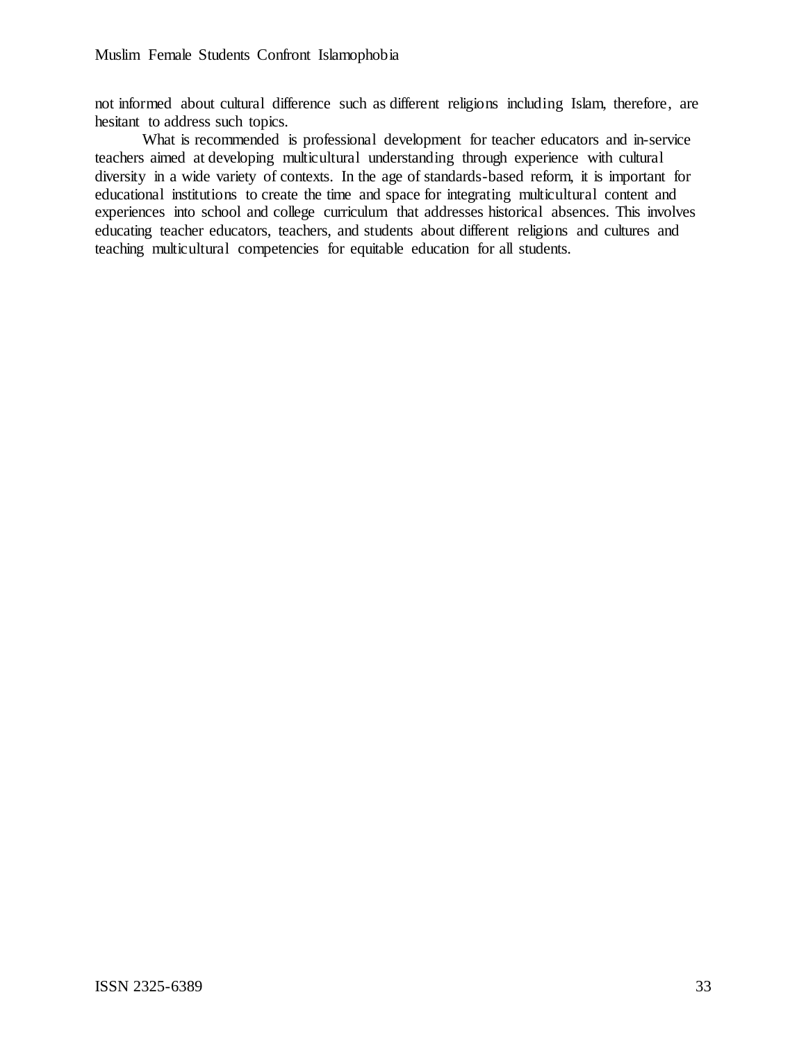not informed about cultural difference such as different religions including Islam, therefore, are hesitant to address such topics.

What is recommended is professional development for teacher educators and in-service teachers aimed at developing multicultural understanding through experience with cultural diversity in a wide variety of contexts. In the age of standards-based reform, it is important for educational institutions to create the time and space for integrating multicultural content and experiences into school and college curriculum that addresses historical absences. This involves educating teacher educators, teachers, and students about different religions and cultures and teaching multicultural competencies for equitable education for all students.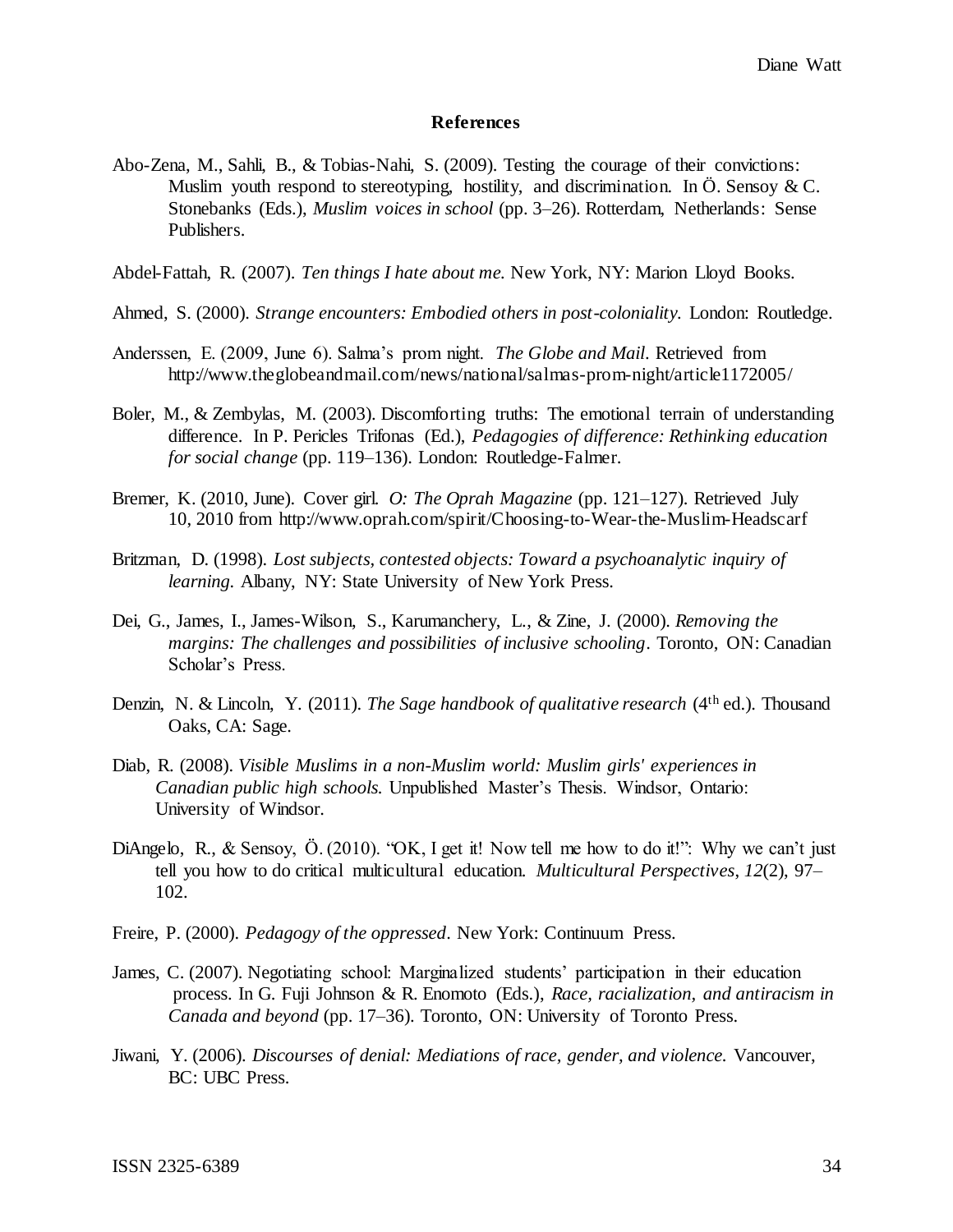**References**

Abo-Zena, M., Sahli, B., & Tobias-Nahi, S. (2009). Testing the courage of their convictions: Muslim youth respond to stereotyping, hostility, and discrimination. In Ö. Sensoy & C. Stonebanks (Eds.), *Muslim voices in school* (pp. 3–26). Rotterdam, Netherlands: Sense Publishers.

Abdel-Fattah, R. (2007). *Ten things I hate about me.* New York, NY: Marion Lloyd Books.

Ahmed, S. (2000). *Strange encounters: Embodied others in post-coloniality.* London: Routledge.

Anderssen, E. (2009, June 6). Salma's prom night. *The Globe and Mail*. Retrieved from http://www.theglobeandmail.com/news/national/salmas-prom-night/article1172005/

Boler, M., & Zembylas, M. (2003). Discomforting truths: The emotional terrain of understanding difference. In P. Pericles Trifonas (Ed.), *Pedagogies of difference: Rethinking education for social change* (pp. 119–136). London: Routledge-Falmer.

Bremer, K. (2010, June). Cover girl. *O: The Oprah Magazine* (pp. 121–127). Retrieved July 10, 2010 from http://www.oprah.com/spirit/Choosing-to-Wear-the-Muslim-Headscarf

Britzman, D. (1998). *Lost subjects, contested objects: Toward a psychoanalytic inquiry of learning.* Albany, NY: State University of New York Press.

Dei, G., James, I., James-Wilson, S., Karumanchery, L., & Zine, J. (2000). *Removing the margins: The challenges and possibilities of inclusive schooling*. Toronto, ON: Canadian Scholar's Press.

Denzin, N. & Lincoln, Y. (2011). *The Sage handbook of qualitative research* (4th ed.). Thousand Oaks, CA: Sage.

Diab, R. (2008). *Visible Muslims in a non-Muslim world: Muslim girls' experiences in Canadian public high schools.* Unpublished Master's Thesis. Windsor, Ontario: University of Windsor.

DiAngelo, R., & Sensoy, Ö. (2010). "OK, I get it! Now tell me how to do it!": Why we can't just tell you how to do critical multicultural education. *Multicultural Perspectives*, *12*(2), 97–102.

Freire, P. (2000). *Pedagogy of the oppressed*. New York: Continuum Press.

James, C. (2007). Negotiating school: Marginalized students' participation in their education process. In G. Fuji Johnson & R. Enomoto (Eds.), *Race, racialization, and antiracism in Canada and beyond* (pp. 17–36). Toronto, ON: University of Toronto Press.

Jiwani, Y. (2006). *Discourses of denial: Mediations of race, gender, and violence.* Vancouver, BC: UBC Press.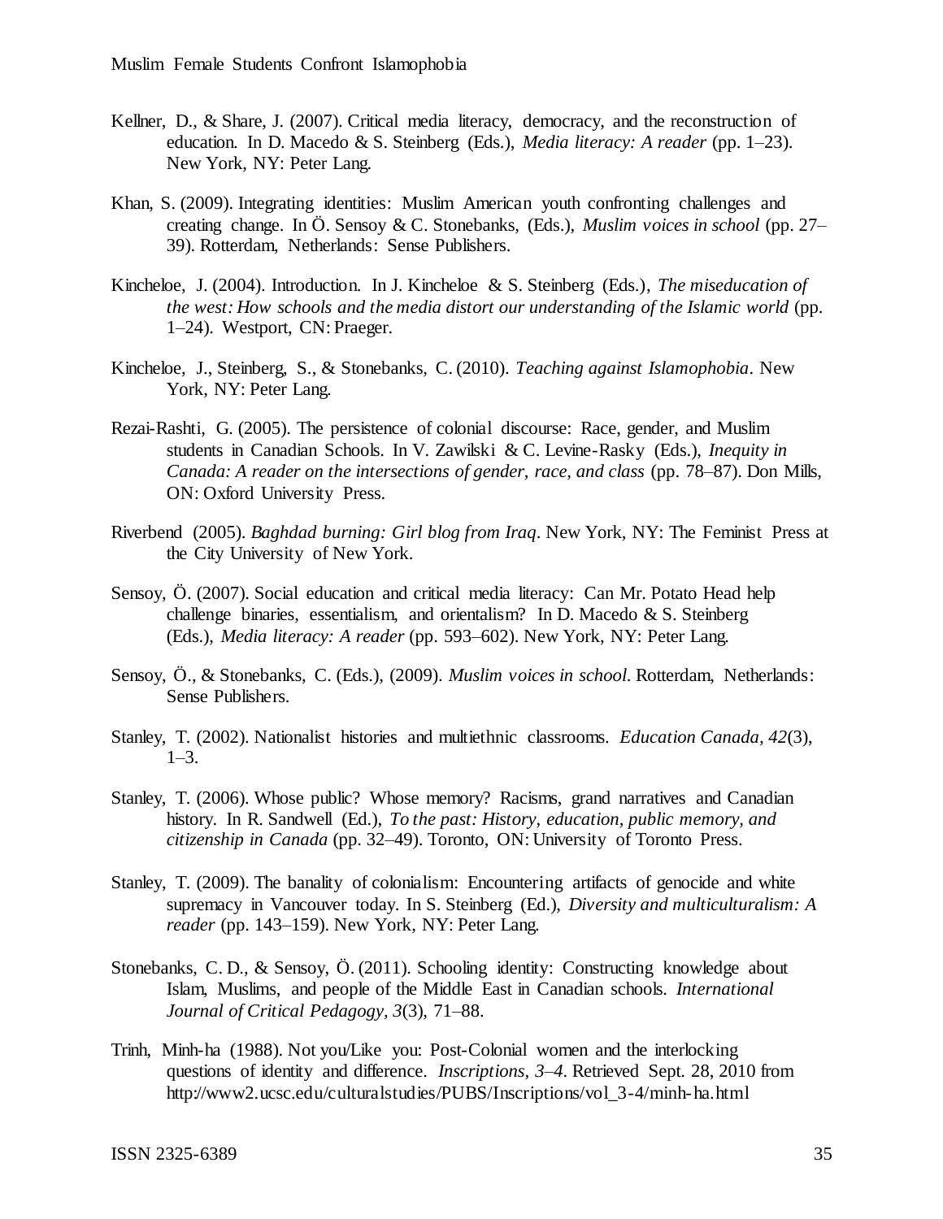Kellner, D., & Share, J. (2007). Critical media literacy, democracy, and the reconstruction of education. In D. Macedo & S. Steinberg (Eds.), *Media literacy: A reader* (pp. 1–23). New York, NY: Peter Lang.

Khan, S. (2009). Integrating identities: Muslim American youth confronting challenges and creating change. In Ö. Sensoy & C. Stonebanks, (Eds.), *Muslim voices in school* (pp. 27–39). Rotterdam, Netherlands: Sense Publishers.

Kincheloe, J. (2004). Introduction. In J. Kincheloe & S. Steinberg (Eds.), *The miseducation of the west: How schools and the media distort our understanding of the Islamic world* (pp. 1–24). Westport, CN: Praeger.

Kincheloe, J., Steinberg, S., & Stonebanks, C. (2010). *Teaching against Islamophobia*. New York, NY: Peter Lang.

Rezai-Rashti, G. (2005). The persistence of colonial discourse: Race, gender, and Muslim students in Canadian Schools. In V. Zawilski & C. Levine-Rasky (Eds.), *Inequity in Canada: A reader on the intersections of gender, race, and class* (pp. 78–87). Don Mills, ON: Oxford University Press.

Riverbend (2005). *Baghdad burning: Girl blog from Iraq*. New York, NY: The Feminist Press at the City University of New York.

Sensoy, Ö. (2007). Social education and critical media literacy: Can Mr. Potato Head help challenge binaries, essentialism, and orientalism? In D. Macedo & S. Steinberg (Eds.), *Media literacy: A reader* (pp. 593–602). New York, NY: Peter Lang.

Sensoy, Ö., & Stonebanks, C. (Eds.), (2009). *Muslim voices in school*. Rotterdam, Netherlands: Sense Publishers.

Stanley, T. (2002). Nationalist histories and multiethnic classrooms. *Education Canada*, *42*(3), 1–3.

Stanley, T. (2006). Whose public? Whose memory? Racisms, grand narratives and Canadian history. In R. Sandwell (Ed.), *To the past: History, education, public memory, and citizenship in Canada* (pp. 32–49). Toronto, ON: University of Toronto Press.

Stanley, T. (2009). The banality of colonialism: Encountering artifacts of genocide and white supremacy in Vancouver today. In S. Steinberg (Ed.), *Diversity and multiculturalism: A reader* (pp. 143–159). New York, NY: Peter Lang.

Stonebanks, C. D., & Sensoy, Ö. (2011). Schooling identity: Constructing knowledge about Islam, Muslims, and people of the Middle East in Canadian schools. *International Journal of Critical Pedagogy, 3*(3), 71–88.

Trinh, Minh-ha (1988). Not you/Like you: Post-Colonial women and the interlocking questions of identity and difference. *Inscriptions, 3–4*. Retrieved Sept. 28, 2010 from http://www2.ucsc.edu/culturalstudies/PUBS/Inscriptions/vol_3-4/minh-ha.html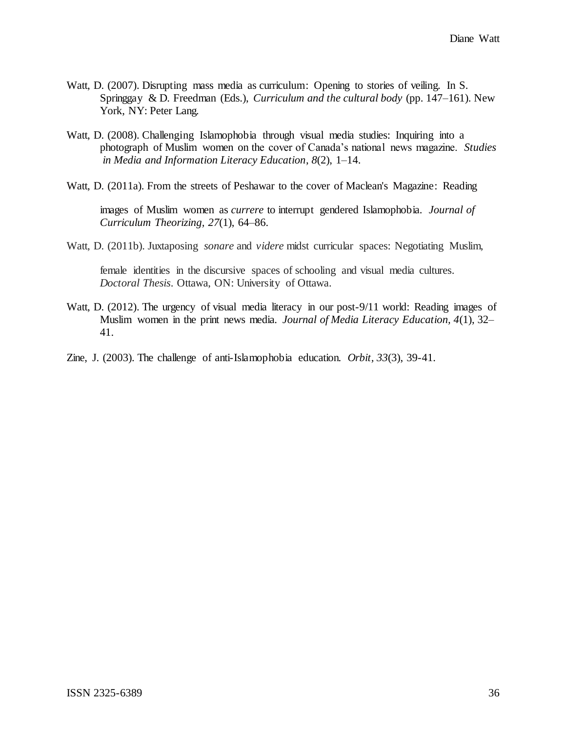Watt, D. (2007). Disrupting mass media as curriculum: Opening to stories of veiling. In S. Springgay & D. Freedman (Eds.), *Curriculum and the cultural body* (pp. 147–161). New York, NY: Peter Lang.

Watt, D. (2008). Challenging Islamophobia through visual media studies: Inquiring into a photograph of Muslim women on the cover of Canada's national news magazine. *Studies in Media and Information Literacy Education*, *8*(2), 1–14.

Watt, D. (2011a). From the streets of Peshawar to the cover of Maclean's Magazine: Reading images of Muslim women as *currere* to interrupt gendered Islamophobia. *Journal of Curriculum Theorizing*, *27*(1), 64–86.

Watt, D. (2011b). Juxtaposing *sonare* and *videre* midst curricular spaces: Negotiating Muslim, female identities in the discursive spaces of schooling and visual media cultures. *Doctoral Thesis*. Ottawa, ON: University of Ottawa.

Watt, D. (2012). The urgency of visual media literacy in our post-9/11 world: Reading images of Muslim women in the print news media. *Journal of Media Literacy Education*, *4*(1), 32–41.

Zine, J. (2003). The challenge of anti-Islamophobia education. *Orbit*, *33*(3), 39-41.